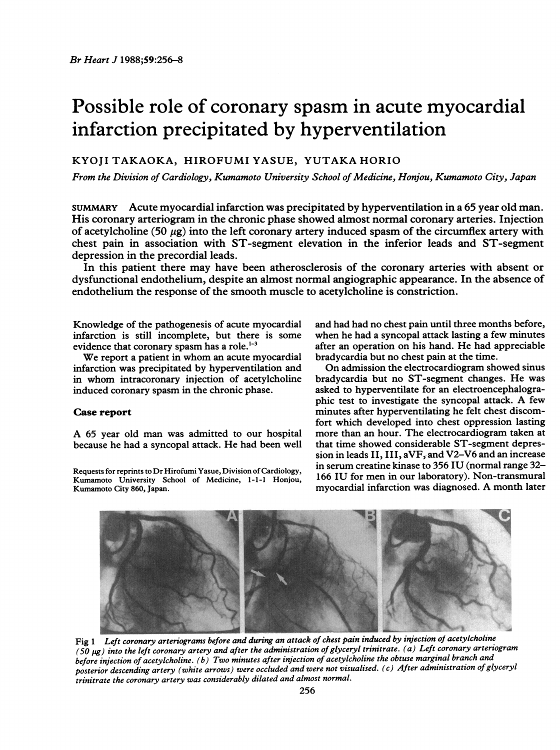# Possible role of coronary spasm in acute myocardial infarction precipitated by hyperventilation

KYOJI TAKAOKA, HIROFUMI YASUE, YUTAKA HORIO

*From the Division of Cardiology, Kumamoto University School of Medicine, Honjou, Kumamoto City, Japan*

SUMMARY Acute myocardial infarction was precipitated by hyperventilation in a 65 year old man. His coronary arteriogram in the chronic phase showed almost normal coronary arteries. Injection of acetylcholine (50 $\mu$g) into the left coronary artery induced spasm of the circumflex artery with chest pain in association with ST-segment elevation in the inferior leads and ST-segment depression in the precordial leads.

In this patient there may have been atherosclerosis of the coronary arteries with absent or dysfunctional endothelium, despite an almost normal angiographic appearance. In the absence of endothelium the response of the smooth muscle to acetylcholine is constriction.

Knowledge of the pathogenesis of acute myocardial infarction is still incomplete, but there is some evidence that coronary spasm has a role.[1-3]

We report a patient in whom an acute myocardial infarction was precipitated by hyperventilation and in whom intracoronary injection of acetylcholine induced coronary spasm in the chronic phase.

## Case report

A 65 year old man was admitted to our hospital because he had a syncopal attack. He had been well and had had no chest pain until three months before, when he had a syncopal attack lasting a few minutes after an operation on his hand. He had appreciable bradycardia but no chest pain at the time.

On admission the electrocardiogram showed sinus bradycardia but no ST-segment changes. He was asked to hyperventilate for an electroencephalographic test to investigate the syncopal attack. A few minutes after hyperventilating he felt chest discomfort which developed into chest oppression lasting more than an hour. The electrocardiogram taken at that time showed considerable ST-segment depression in leads II, III, aVF, and V2–V6 and an increase in serum creatine kinase to 356 IU (normal range 32–166 IU for men in our laboratory). Non-transmural myocardial infarction was diagnosed. A month later

Requests for reprints to Dr Hirofumi Yasue, Division of Cardiology, Kumamoto University School of Medicine, 1-1-1 Honjou, Kumamoto City 860, Japan.

Fig 1 *Left coronary arteriograms before and during an attack of chest pain induced by injection of acetylcholine (50 $\mu$g) into the left coronary artery and after the administration of glyceryl trinitrate. (a) Left coronary arteriogram before injection of acetylcholine. (b) Two minutes after injection of acetylcholine the obtuse marginal branch and posterior descending artery (white arrows) were occluded and were not visualised. (c) After administration of glyceryl trinitrate the coronary artery was considerably dilated and almost normal.*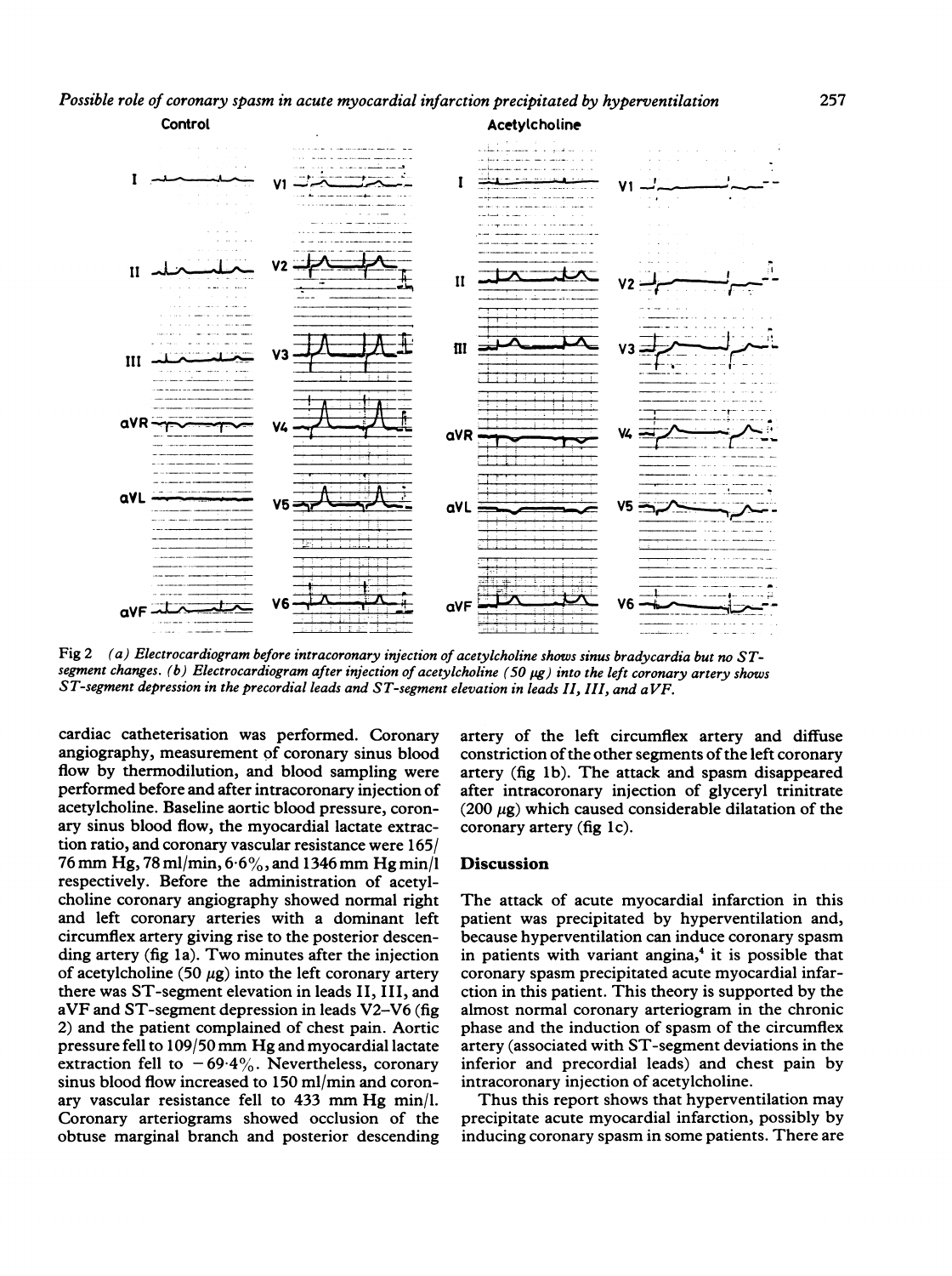Control

Acetylcholine

Fig 2 *(a) Electrocardiogram before intracoronary injection of acetylcholine shows sinus bradycardia but no ST-segment changes. (b) Electrocardiogram after injection of acetylcholine (50 μg) into the left coronary artery shows ST-segment depression in the precordial leads and ST-segment elevation in leads II, III, and aVF.*

cardiac catheterisation was performed. Coronary angiography, measurement of coronary sinus blood flow by thermodilution, and blood sampling were performed before and after intracoronary injection of acetylcholine. Baseline aortic blood pressure, coronary sinus blood flow, the myocardial lactate extraction ratio, and coronary vascular resistance were 165/76 mm Hg, 78 ml/min, 6·6%, and 1346 mm Hg min/l respectively. Before the administration of acetylcholine coronary angiography showed normal right and left coronary arteries with a dominant left circumflex artery giving rise to the posterior descending artery (fig 1a). Two minutes after the injection of acetylcholine (50 μg) into the left coronary artery there was ST-segment elevation in leads II, III, and aVF and ST-segment depression in leads V2–V6 (fig 2) and the patient complained of chest pain. Aortic pressure fell to 109/50 mm Hg and myocardial lactate extraction fell to −69·4%. Nevertheless, coronary sinus blood flow increased to 150 ml/min and coronary vascular resistance fell to 433 mm Hg min/l. Coronary arteriograms showed occlusion of the obtuse marginal branch and posterior descending artery of the left circumflex artery and diffuse constriction of the other segments of the left coronary artery (fig 1b). The attack and spasm disappeared after intracoronary injection of glyceryl trinitrate (200 μg) which caused considerable dilatation of the coronary artery (fig 1c).

## Discussion

The attack of acute myocardial infarction in this patient was precipitated by hyperventilation and, because hyperventilation can induce coronary spasm in patients with variant angina,[4] it is possible that coronary spasm precipitated acute myocardial infarction in this patient. This theory is supported by the almost normal coronary arteriogram in the chronic phase and the induction of spasm of the circumflex artery (associated with ST-segment deviations in the inferior and precordial leads) and chest pain by intracoronary injection of acetylcholine.

Thus this report shows that hyperventilation may precipitate acute myocardial infarction, possibly by inducing coronary spasm in some patients. There are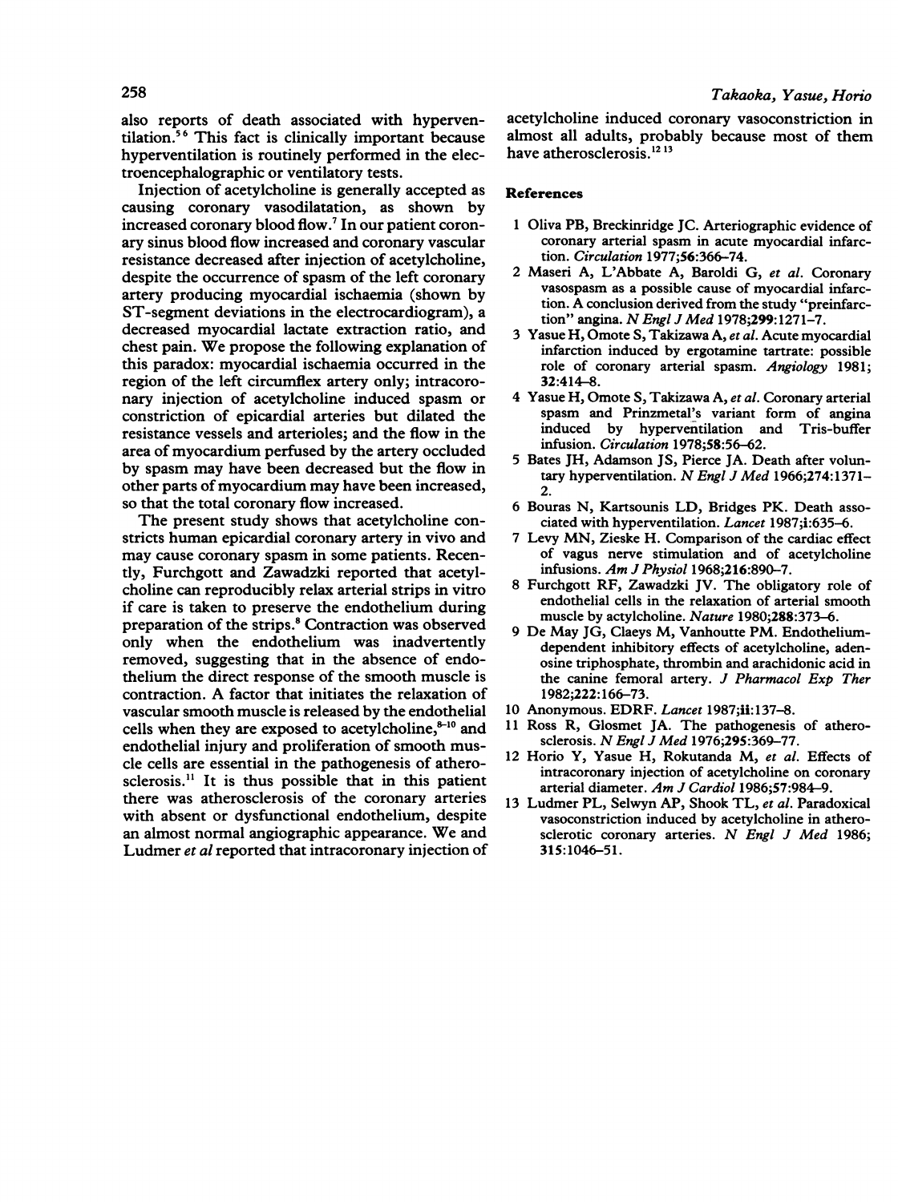also reports of death associated with hyperventilation.[5,6] This fact is clinically important because hyperventilation is routinely performed in the electroencephalographic or ventilatory tests.

Injection of acetylcholine is generally accepted as causing coronary vasodilatation, as shown by increased coronary blood flow.[7] In our patient coronary sinus blood flow increased and coronary vascular resistance decreased after injection of acetylcholine, despite the occurrence of spasm of the left coronary artery producing myocardial ischaemia (shown by ST-segment deviations in the electrocardiogram), a decreased myocardial lactate extraction ratio, and chest pain. We propose the following explanation of this paradox: myocardial ischaemia occurred in the region of the left circumflex artery only; intracoronary injection of acetylcholine induced spasm or constriction of epicardial arteries but dilated the resistance vessels and arterioles; and the flow in the area of myocardium perfused by the artery occluded by spasm may have been decreased but the flow in other parts of myocardium may have been increased, so that the total coronary flow increased.

The present study shows that acetylcholine constricts human epicardial coronary artery in vivo and may cause coronary spasm in some patients. Recently, Furchgott and Zawadzki reported that acetylcholine can reproducibly relax arterial strips in vitro if care is taken to preserve the endothelium during preparation of the strips.[8] Contraction was observed only when the endothelium was inadvertently removed, suggesting that in the absence of endothelium the direct response of the smooth muscle is contraction. A factor that initiates the relaxation of vascular smooth muscle is released by the endothelial cells when they are exposed to acetylcholine,[8-10] and endothelial injury and proliferation of smooth muscle cells are essential in the pathogenesis of atherosclerosis.[11] It is thus possible that in this patient there was atherosclerosis of the coronary arteries with absent or dysfunctional endothelium, despite an almost normal angiographic appearance. We and Ludmer *et al* reported that intracoronary injection of acetylcholine induced coronary vasoconstriction in almost all adults, probably because most of them have atherosclerosis.[12,13]

## References

1. Oliva PB, Breckinridge JC. Arteriographic evidence of coronary arterial spasm in acute myocardial infarction. *Circulation* 1977;**56**:366–74.
2. Maseri A, L'Abbate A, Baroldi G, *et al*. Coronary vasospasm as a possible cause of myocardial infarction. A conclusion derived from the study "preinfarction" angina. *N Engl J Med* 1978;**299**:1271–7.
3. Yasue H, Omote S, Takizawa A, *et al*. Acute myocardial infarction induced by ergotamine tartrate: possible role of coronary arterial spasm. *Angiology* 1981; **32**:414–8.
4. Yasue H, Omote S, Takizawa A, *et al*. Coronary arterial spasm and Prinzmetal's variant form of angina induced by hyperventilation and Tris-buffer infusion. *Circulation* 1978;**58**:56–62.
5. Bates JH, Adamson JS, Pierce JA. Death after voluntary hyperventilation. *N Engl J Med* 1966;**274**:1371–2.
6. Bouras N, Kartsounis LD, Bridges PK. Death associated with hyperventilation. *Lancet* 1987;**i**:635–6.
7. Levy MN, Zieske H. Comparison of the cardiac effect of vagus nerve stimulation and of acetylcholine infusions. *Am J Physiol* 1968;**216**:890–7.
8. Furchgott RF, Zawadzki JV. The obligatory role of endothelial cells in the relaxation of arterial smooth muscle by actylcholine. *Nature* 1980;**288**:373–6.
9. De May JG, Claeys M, Vanhoutte PM. Endothelium-dependent inhibitory effects of acetylcholine, adenosine triphosphate, thrombin and arachidonic acid in the canine femoral artery. *J Pharmacol Exp Ther* 1982;**222**:166–73.
10. Anonymous. EDRF. *Lancet* 1987;**ii**:137–8.
11. Ross R, Glosmet JA. The pathogenesis of atherosclerosis. *N Engl J Med* 1976;**295**:369–77.
12. Horio Y, Yasue H, Rokutanda M, *et al*. Effects of intracoronary injection of acetylcholine on coronary arterial diameter. *Am J Cardiol* 1986;**57**:984–9.
13. Ludmer PL, Selwyn AP, Shook TL, *et al*. Paradoxical vasoconstriction induced by acetylcholine in atherosclerotic coronary arteries. *N Engl J Med* 1986; **315**:1046–51.